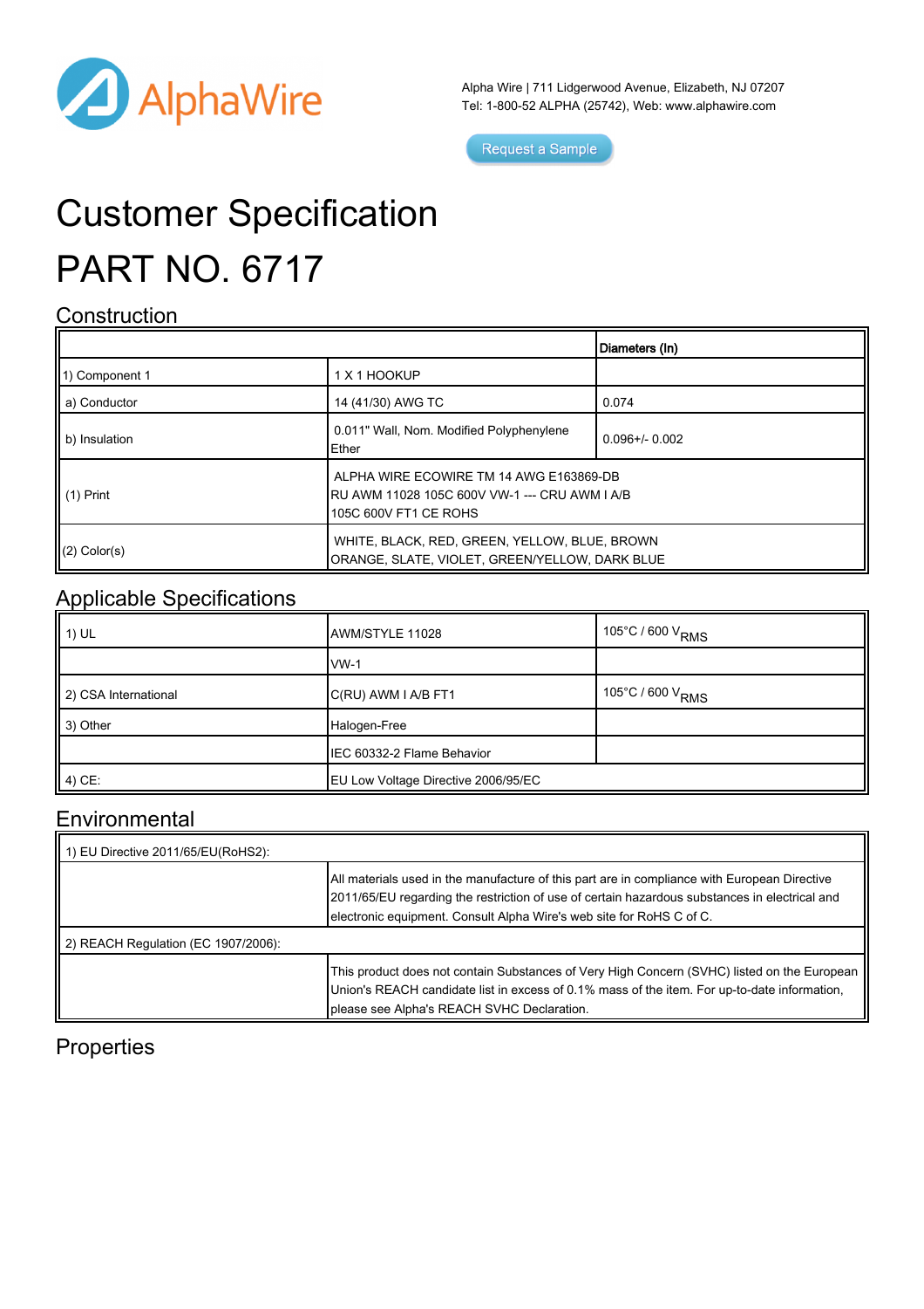Alpha Wire | 711 Lidgerwood Avenue, Elizabeth, NJ 07207
Tel: 1-800-52 ALPHA (25742), Web: www.alphawire.com

Request a Sample

# Customer Specification

# PART NO. 6717

## Construction

| | | Diameters (In) |
|---|---|---|
| 1) Component 1 | 1 X 1 HOOKUP | |
| a) Conductor | 14 (41/30) AWG TC | 0.074 |
| b) Insulation | 0.011" Wall, Nom. Modified Polyphenylene Ether | 0.096+/- 0.002 |
| (1) Print | ALPHA WIRE ECOWIRE TM 14 AWG E163869-DB RU AWM 11028 105C 600V VW-1 --- CRU AWM I A/B 105C 600V FT1 CE ROHS | |
| (2) Color(s) | WHITE, BLACK, RED, GREEN, YELLOW, BLUE, BROWN ORANGE, SLATE, VIOLET, GREEN/YELLOW, DARK BLUE | |

## Applicable Specifications

| | | |
|---|---|---|
| 1) UL | AWM/STYLE 11028 | 105°C / 600 $V_{RMS}$ |
| | VW-1 | |
| 2) CSA International | C(RU) AWM I A/B FT1 | 105°C / 600 $V_{RMS}$ |
| 3) Other | Halogen-Free | |
| | IEC 60332-2 Flame Behavior | |
| 4) CE: | EU Low Voltage Directive 2006/95/EC | |

## Environmental

| | |
|---|---|
| 1) EU Directive 2011/65/EU(RoHS2): | |
| | All materials used in the manufacture of this part are in compliance with European Directive 2011/65/EU regarding the restriction of use of certain hazardous substances in electrical and electronic equipment. Consult Alpha Wire's web site for RoHS C of C. |
| 2) REACH Regulation (EC 1907/2006): | |
| | This product does not contain Substances of Very High Concern (SVHC) listed on the European Union's REACH candidate list in excess of 0.1% mass of the item. For up-to-date information, please see Alpha's REACH SVHC Declaration. |

## Properties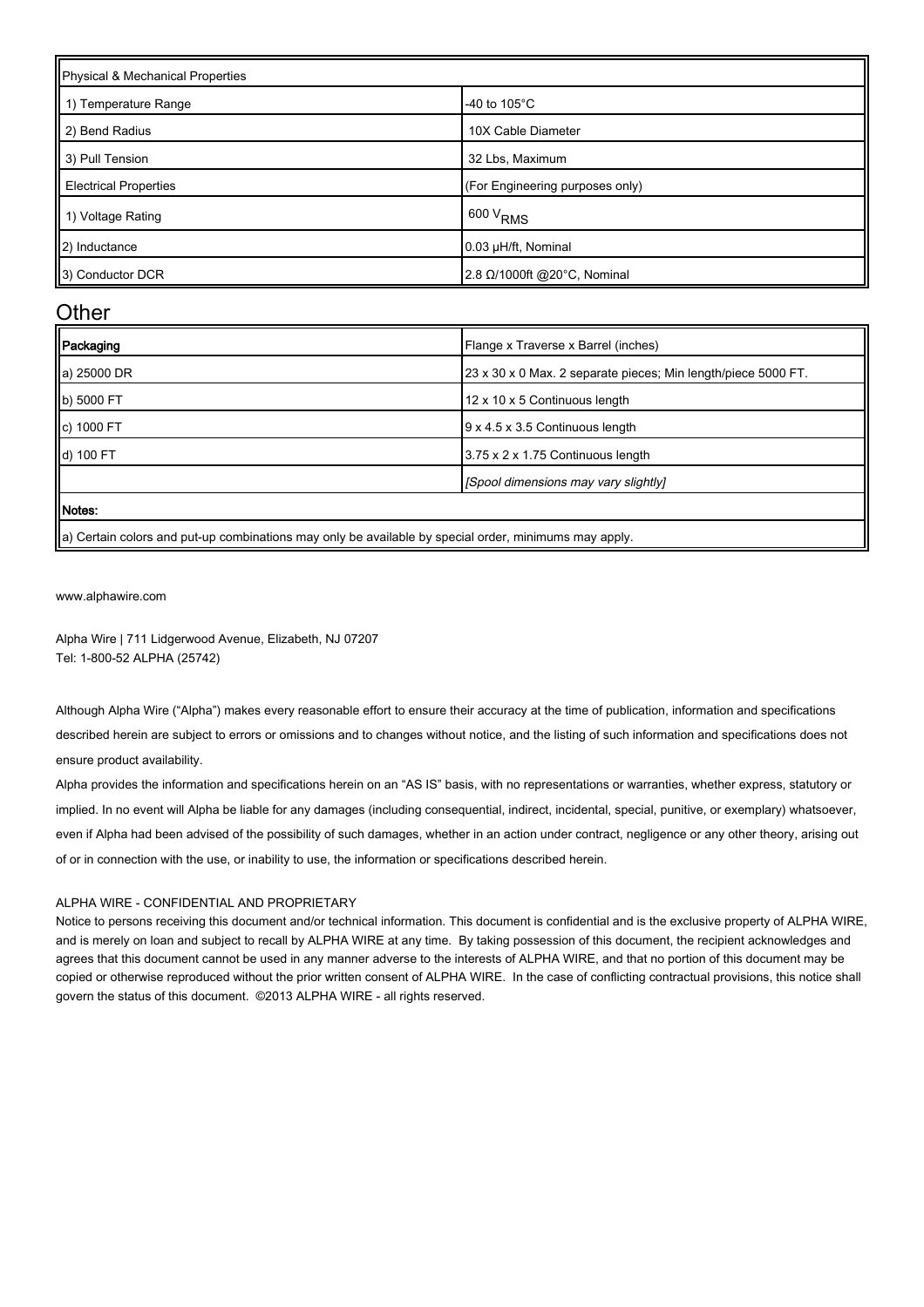| Physical & Mechanical Properties | |
| --- | --- |
| 1) Temperature Range | -40 to 105°C |
| 2) Bend Radius | 10X Cable Diameter |
| 3) Pull Tension | 32 Lbs, Maximum |
| Electrical Properties | (For Engineering purposes only) |
| 1) Voltage Rating | 600 $V_{RMS}$ |
| 2) Inductance | 0.03 µH/ft, Nominal |
| 3) Conductor DCR | 2.8 Ω/1000ft @20°C, Nominal |

## Other

| **Packaging** | Flange x Traverse x Barrel (inches) |
| --- | --- |
| a) 25000 DR | 23 x 30 x 0 Max. 2 separate pieces; Min length/piece 5000 FT. |
| b) 5000 FT | 12 x 10 x 5 Continuous length |
| c) 1000 FT | 9 x 4.5 x 3.5 Continuous length |
| d) 100 FT | 3.75 x 2 x 1.75 Continuous length |
| | *[Spool dimensions may vary slightly]* |
| **Notes:** | |
| a) Certain colors and put-up combinations may only be available by special order, minimums may apply. | |

www.alphawire.com

Alpha Wire | 711 Lidgerwood Avenue, Elizabeth, NJ 07207
Tel: 1-800-52 ALPHA (25742)

Although Alpha Wire ("Alpha") makes every reasonable effort to ensure their accuracy at the time of publication, information and specifications described herein are subject to errors or omissions and to changes without notice, and the listing of such information and specifications does not ensure product availability.

Alpha provides the information and specifications herein on an "AS IS" basis, with no representations or warranties, whether express, statutory or implied. In no event will Alpha be liable for any damages (including consequential, indirect, incidental, special, punitive, or exemplary) whatsoever, even if Alpha had been advised of the possibility of such damages, whether in an action under contract, negligence or any other theory, arising out of or in connection with the use, or inability to use, the information or specifications described herein.

ALPHA WIRE - CONFIDENTIAL AND PROPRIETARY

Notice to persons receiving this document and/or technical information. This document is confidential and is the exclusive property of ALPHA WIRE, and is merely on loan and subject to recall by ALPHA WIRE at any time. By taking possession of this document, the recipient acknowledges and agrees that this document cannot be used in any manner adverse to the interests of ALPHA WIRE, and that no portion of this document may be copied or otherwise reproduced without the prior written consent of ALPHA WIRE. In the case of conflicting contractual provisions, this notice shall govern the status of this document. ©2013 ALPHA WIRE - all rights reserved.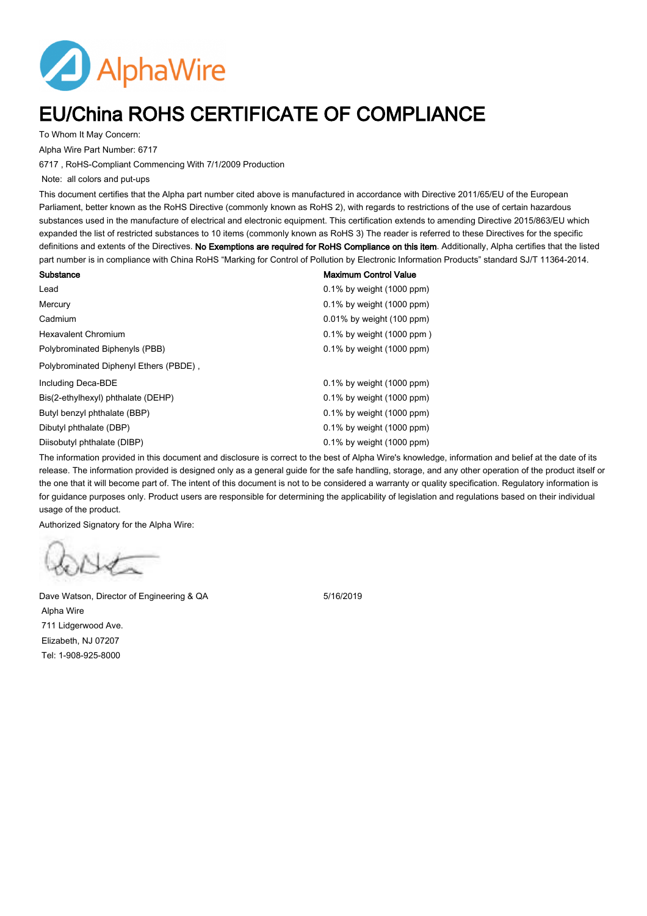AlphaWire

# EU/China ROHS CERTIFICATE OF COMPLIANCE

To Whom It May Concern:

Alpha Wire Part Number: 6717

6717 , RoHS-Compliant Commencing With 7/1/2009 Production

Note: all colors and put-ups

This document certifies that the Alpha part number cited above is manufactured in accordance with Directive 2011/65/EU of the European Parliament, better known as the RoHS Directive (commonly known as RoHS 2), with regards to restrictions of the use of certain hazardous substances used in the manufacture of electrical and electronic equipment. This certification extends to amending Directive 2015/863/EU which expanded the list of restricted substances to 10 items (commonly known as RoHS 3) The reader is referred to these Directives for the specific definitions and extents of the Directives. **No Exemptions are required for RoHS Compliance on this item**. Additionally, Alpha certifies that the listed part number is in compliance with China RoHS "Marking for Control of Pollution by Electronic Information Products" standard SJ/T 11364-2014.

| Substance | Maximum Control Value |
|---|---|
| Lead | 0.1% by weight (1000 ppm) |
| Mercury | 0.1% by weight (1000 ppm) |
| Cadmium | 0.01% by weight (100 ppm) |
| Hexavalent Chromium | 0.1% by weight (1000 ppm ) |
| Polybrominated Biphenyls (PBB) | 0.1% by weight (1000 ppm) |
| Polybrominated Diphenyl Ethers (PBDE) , | |
| Including Deca-BDE | 0.1% by weight (1000 ppm) |
| Bis(2-ethylhexyl) phthalate (DEHP) | 0.1% by weight (1000 ppm) |
| Butyl benzyl phthalate (BBP) | 0.1% by weight (1000 ppm) |
| Dibutyl phthalate (DBP) | 0.1% by weight (1000 ppm) |
| Diisobutyl phthalate (DIBP) | 0.1% by weight (1000 ppm) |

The information provided in this document and disclosure is correct to the best of Alpha Wire's knowledge, information and belief at the date of its release. The information provided is designed only as a general guide for the safe handling, storage, and any other operation of the product itself or the one that it will become part of. The intent of this document is not to be considered a warranty or quality specification. Regulatory information is for guidance purposes only. Product users are responsible for determining the applicability of legislation and regulations based on their individual usage of the product.

Authorized Signatory for the Alpha Wire:

Dave Watson, Director of Engineering & QA    5/16/2019

Alpha Wire
711 Lidgerwood Ave.
Elizabeth, NJ 07207
Tel: 1-908-925-8000